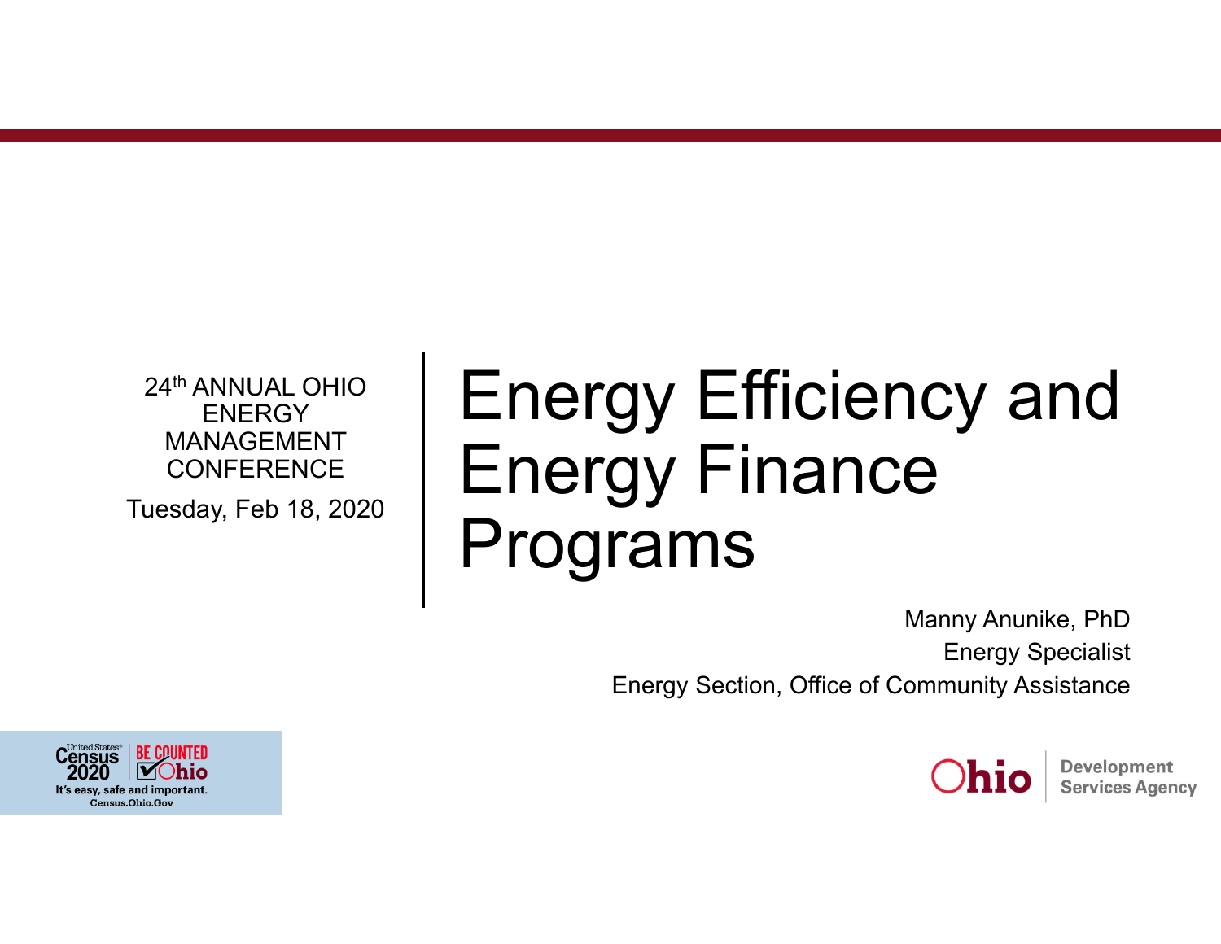24th ANNUAL OHIO ENERGY MANAGEMENT CONFERENCE

Tuesday, Feb 18, 2020

# Energy Efficiency and Energy Finance Programs

Manny Anunike, PhD

Energy Specialist

Energy Section, Office of Community Assistance

United States Census 2020 | BE COUNTED Ohio

It's easy, safe and important.

Census.Ohio.Gov

Ohio | Development Services Agency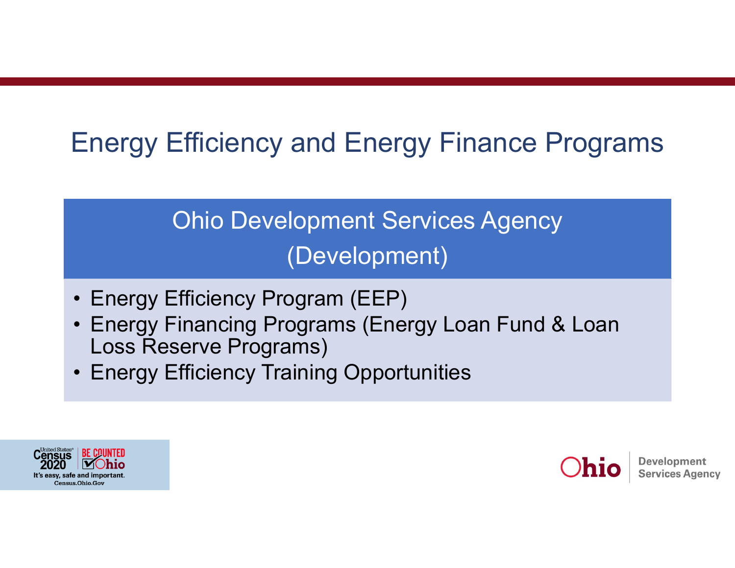# Energy Efficiency and Energy Finance Programs

## Ohio Development Services Agency (Development)

- Energy Efficiency Program (EEP)
- Energy Financing Programs (Energy Loan Fund & Loan Loss Reserve Programs)
- Energy Efficiency Training Opportunities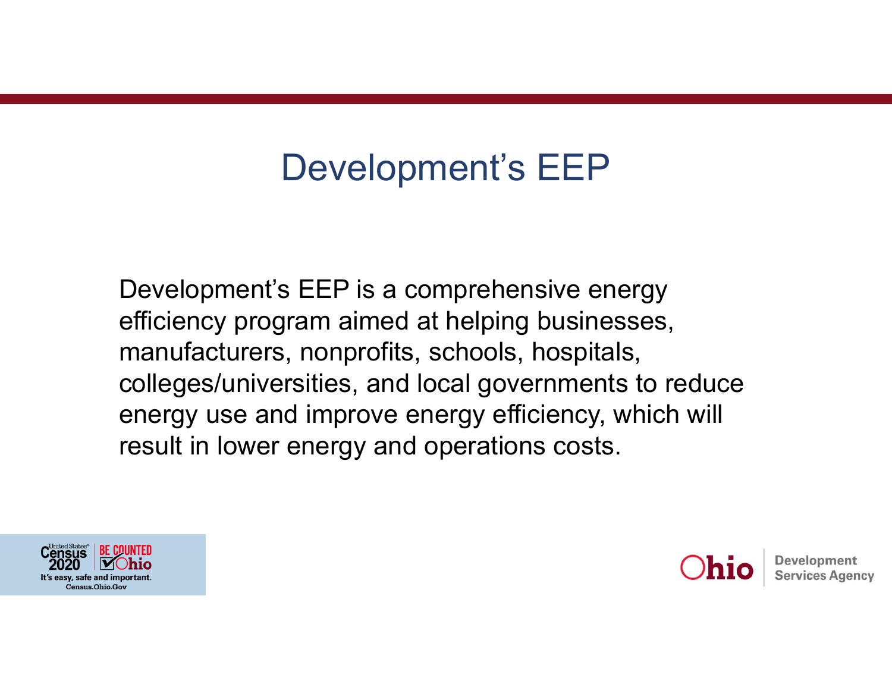# Development's EEP

Development's EEP is a comprehensive energy efficiency program aimed at helping businesses, manufacturers, nonprofits, schools, hospitals, colleges/universities, and local governments to reduce energy use and improve energy efficiency, which will result in lower energy and operations costs.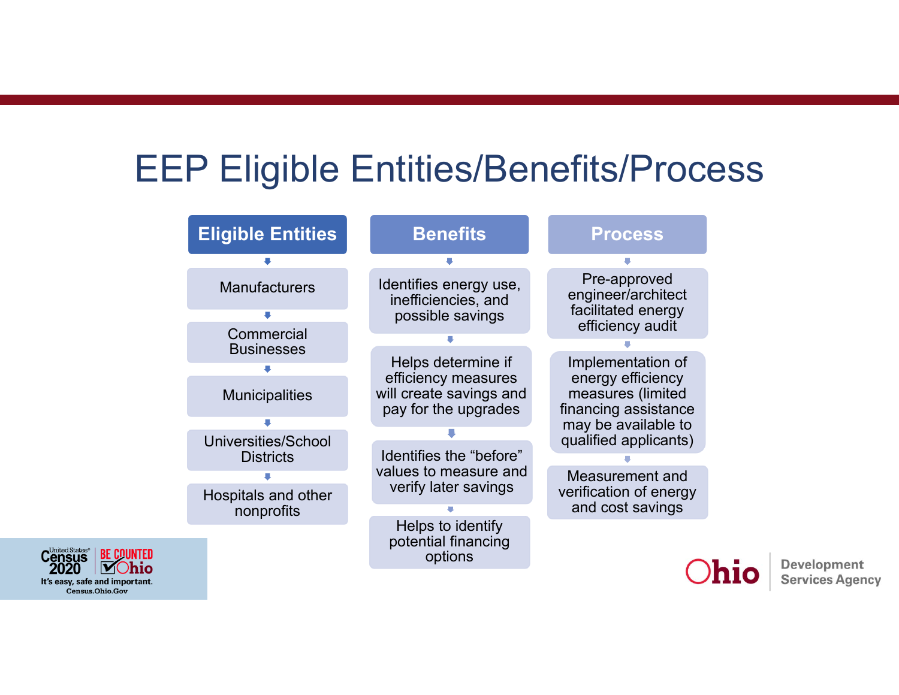# EEP Eligible Entities/Benefits/Process

## Eligible Entities

- Manufacturers
- Commercial Businesses
- Municipalities
- Universities/School Districts
- Hospitals and other nonprofits

## Benefits

- Identifies energy use, inefficiencies, and possible savings
- Helps determine if efficiency measures will create savings and pay for the upgrades
- Identifies the "before" values to measure and verify later savings
- Helps to identify potential financing options

## Process

- Pre-approved engineer/architect facilitated energy efficiency audit
- Implementation of energy efficiency measures (limited financing assistance may be available to qualified applicants)
- Measurement and verification of energy and cost savings

United States Census 2020 | BE COUNTED Ohio
It's easy, safe and important.
Census.Ohio.Gov

Ohio | Development Services Agency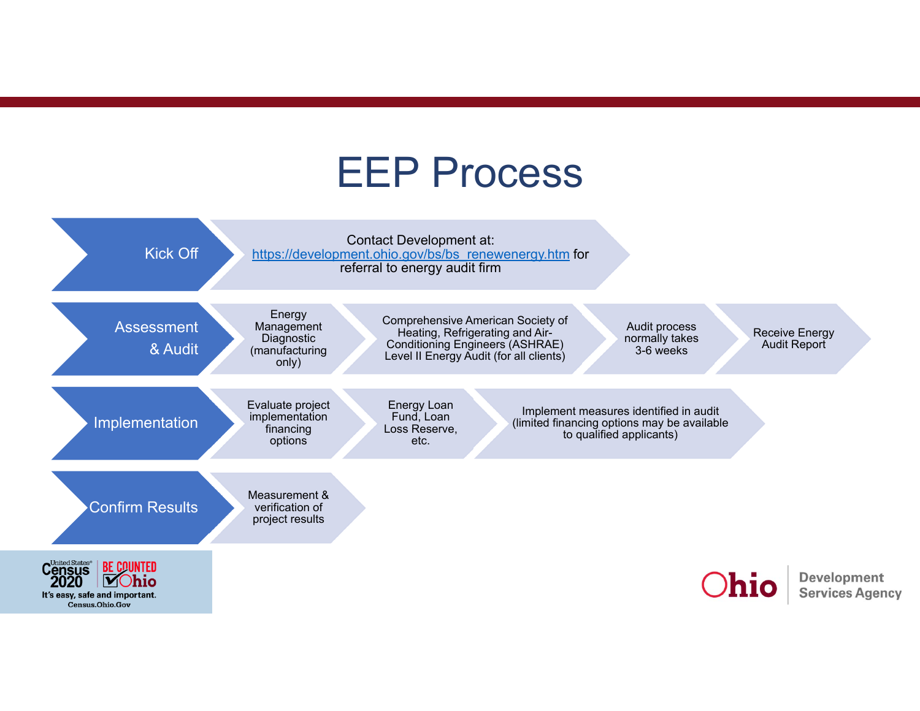# EEP Process

- **Kick Off**
  - Contact Development at: https://development.ohio.gov/bs/bs_renewenergy.htm for referral to energy audit firm
- **Assessment & Audit**
  - Energy Management Diagnostic (manufacturing only)
  - Comprehensive American Society of Heating, Refrigerating and Air-Conditioning Engineers (ASHRAE) Level II Energy Audit (for all clients)
  - Audit process normally takes 3-6 weeks
  - Receive Energy Audit Report
- **Implementation**
  - Evaluate project implementation financing options
  - Energy Loan Fund, Loan Loss Reserve, etc.
  - Implement measures identified in audit (limited financing options may be available to qualified applicants)
- **Confirm Results**
  - Measurement & verification of project results

United States® Census 2020 | BE COUNTED Ohio
It's easy, safe and important.
Census.Ohio.Gov

Ohio | Development Services Agency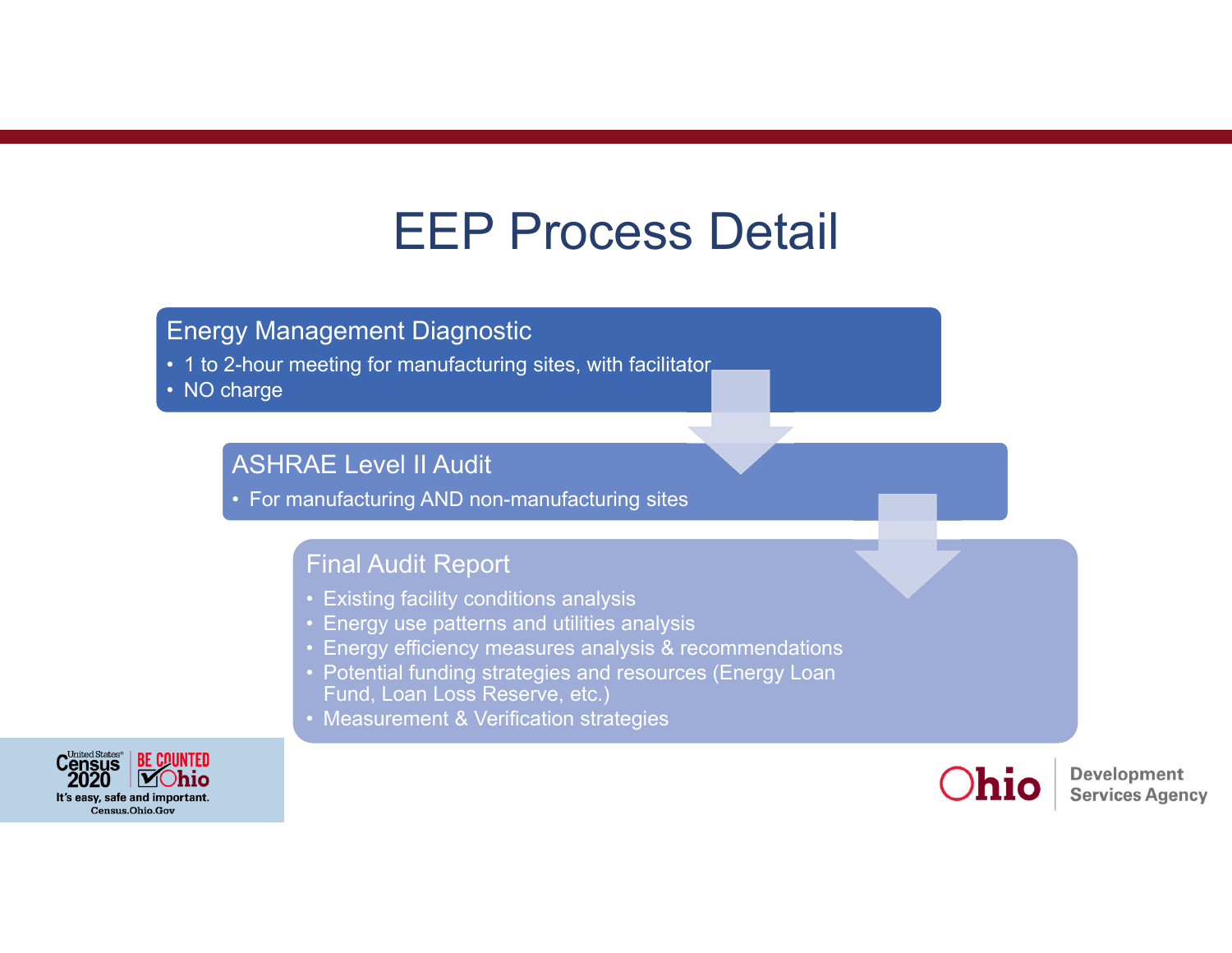# EEP Process Detail

## Energy Management Diagnostic

- 1 to 2-hour meeting for manufacturing sites, with facilitator
- NO charge

## ASHRAE Level II Audit

- For manufacturing AND non-manufacturing sites

## Final Audit Report

- Existing facility conditions analysis
- Energy use patterns and utilities analysis
- Energy efficiency measures analysis & recommendations
- Potential funding strategies and resources (Energy Loan Fund, Loan Loss Reserve, etc.)
- Measurement & Verification strategies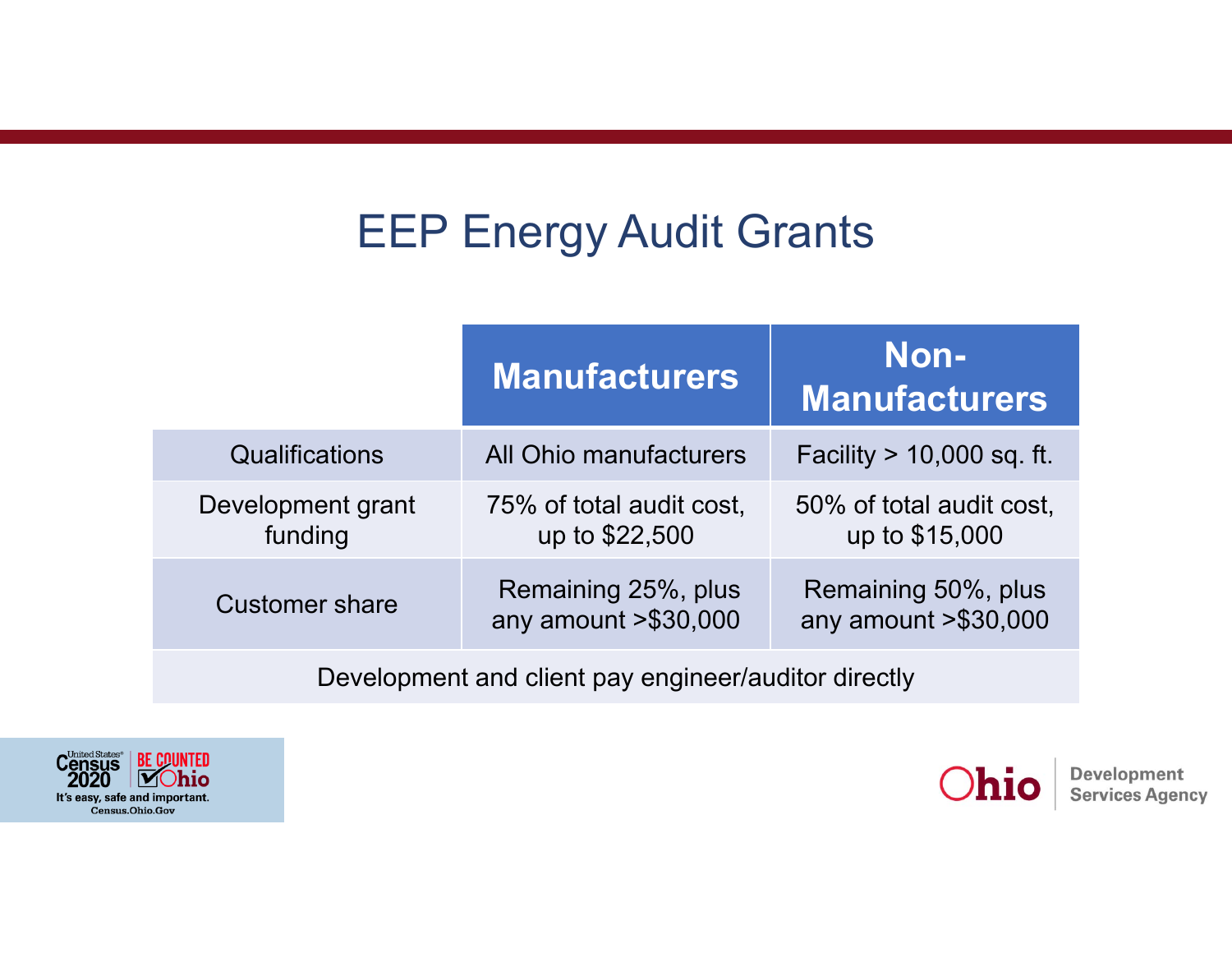# EEP Energy Audit Grants

| | Manufacturers | Non-Manufacturers |
|---|---|---|
| Qualifications | All Ohio manufacturers | Facility > 10,000 sq. ft. |
| Development grant funding | 75% of total audit cost, up to $22,500 | 50% of total audit cost, up to $15,000 |
| Customer share | Remaining 25%, plus any amount >$30,000 | Remaining 50%, plus any amount >$30,000 |
| Development and client pay engineer/auditor directly | | |

United States Census 2020 | BE COUNTED Ohio
It's easy, safe and important.
Census.Ohio.Gov

Ohio | Development Services Agency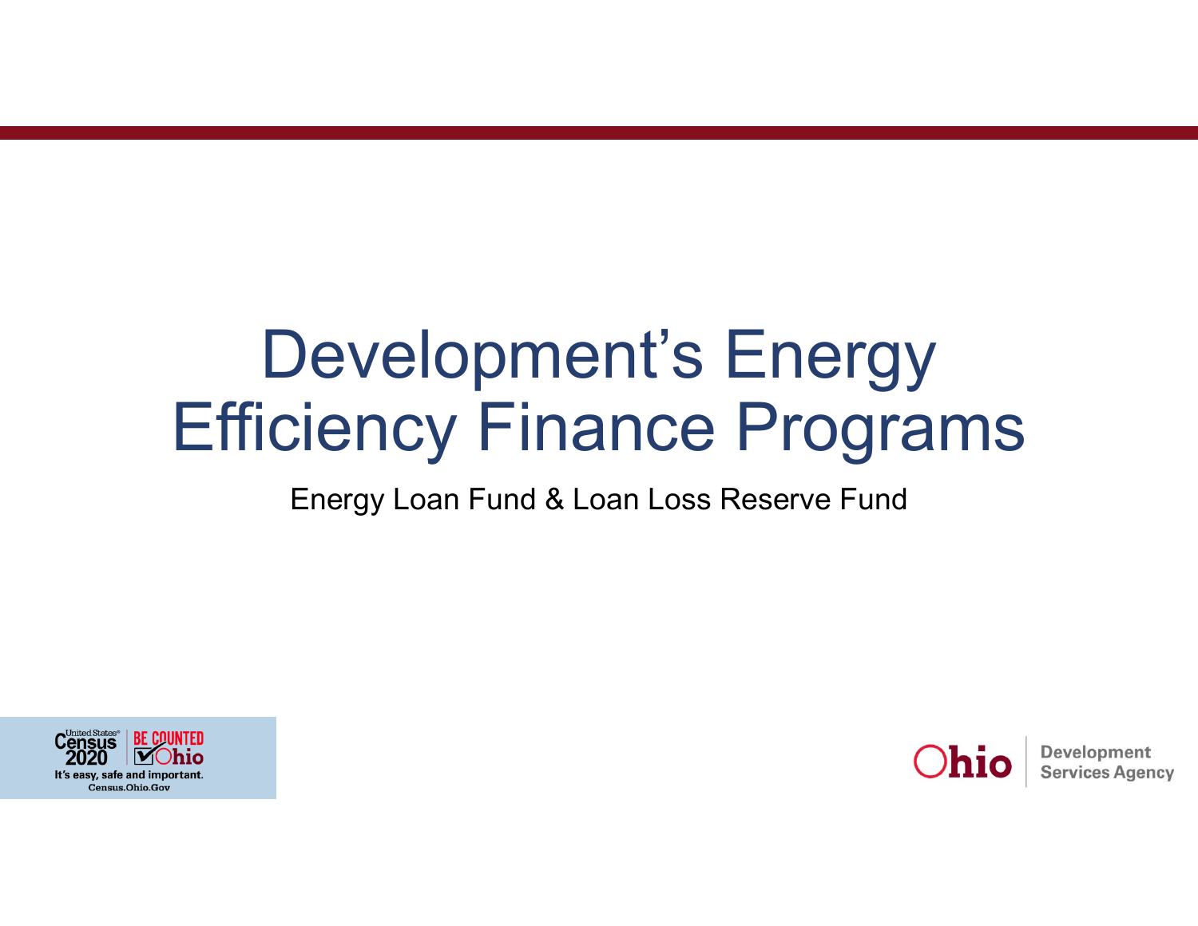# Development's Energy Efficiency Finance Programs

Energy Loan Fund & Loan Loss Reserve Fund

United States Census 2020 | BE COUNTED Ohio
It's easy, safe and important.
Census.Ohio.Gov

Ohio | Development Services Agency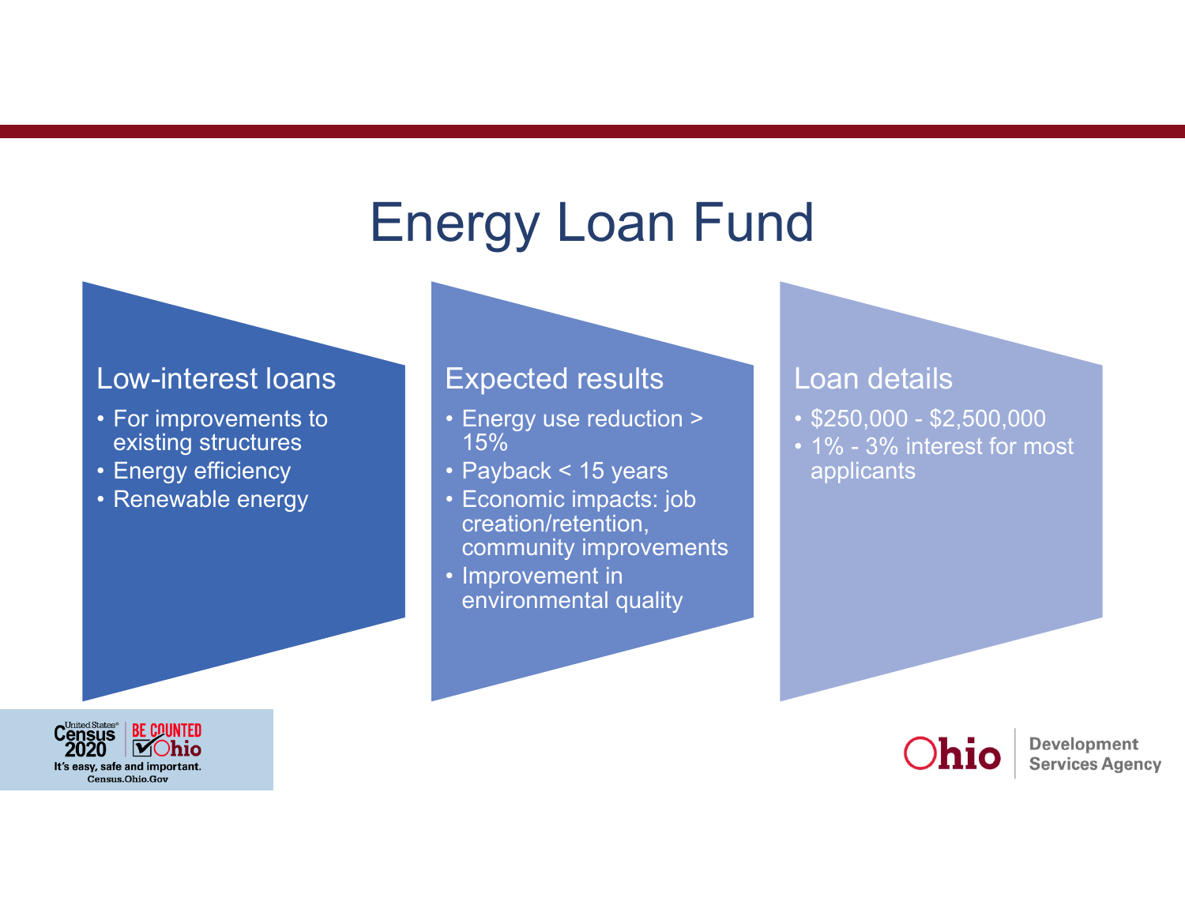# Energy Loan Fund

## Low-interest loans

- For improvements to existing structures
- Energy efficiency
- Renewable energy

## Expected results

- Energy use reduction > 15%
- Payback < 15 years
- Economic impacts: job creation/retention, community improvements
- Improvement in environmental quality

## Loan details

- $250,000 - $2,500,000
- 1% - 3% interest for most applicants

United States Census 2020 | BE COUNTED Ohio
It's easy, safe and important.
Census.Ohio.Gov

Ohio | Development Services Agency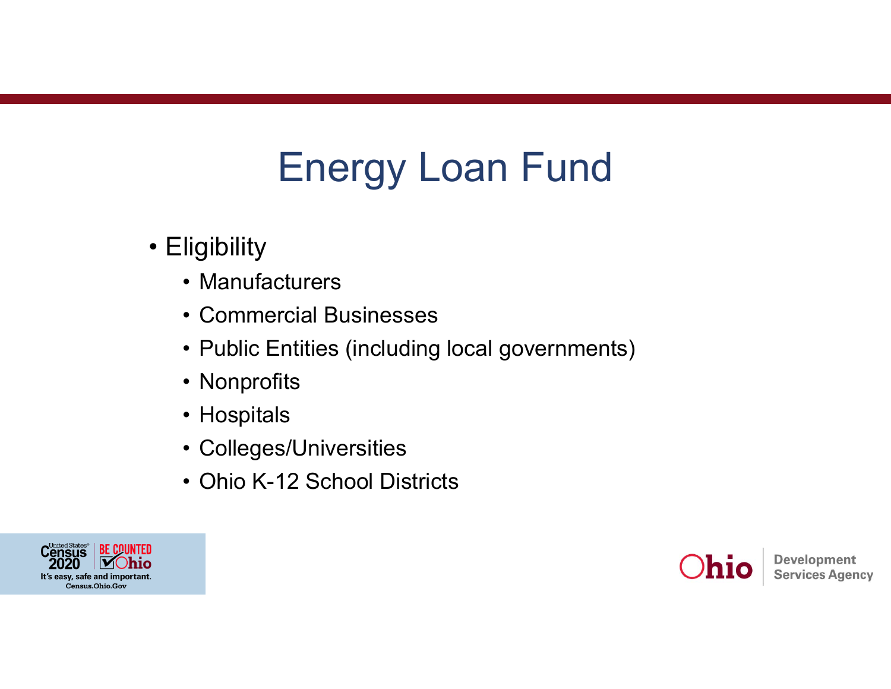# Energy Loan Fund

- Eligibility
  - Manufacturers
  - Commercial Businesses
  - Public Entities (including local governments)
  - Nonprofits
  - Hospitals
  - Colleges/Universities
  - Ohio K-12 School Districts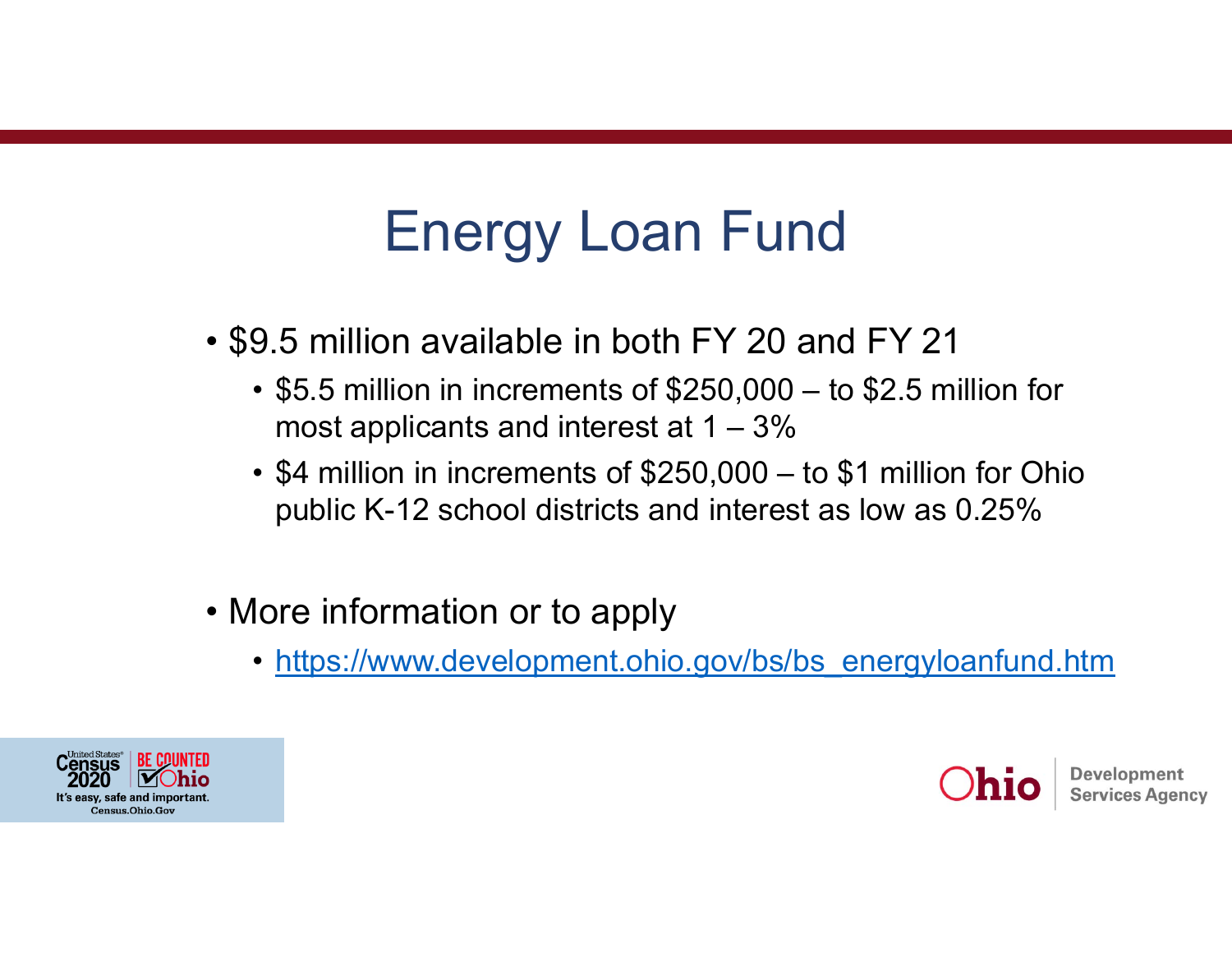# Energy Loan Fund

- $9.5 million available in both FY 20 and FY 21
  - $5.5 million in increments of $250,000 – to $2.5 million for most applicants and interest at 1 – 3%
  - $4 million in increments of $250,000 – to $1 million for Ohio public K-12 school districts and interest as low as 0.25%

- More information or to apply
  - https://www.development.ohio.gov/bs/bs_energyloanfund.htm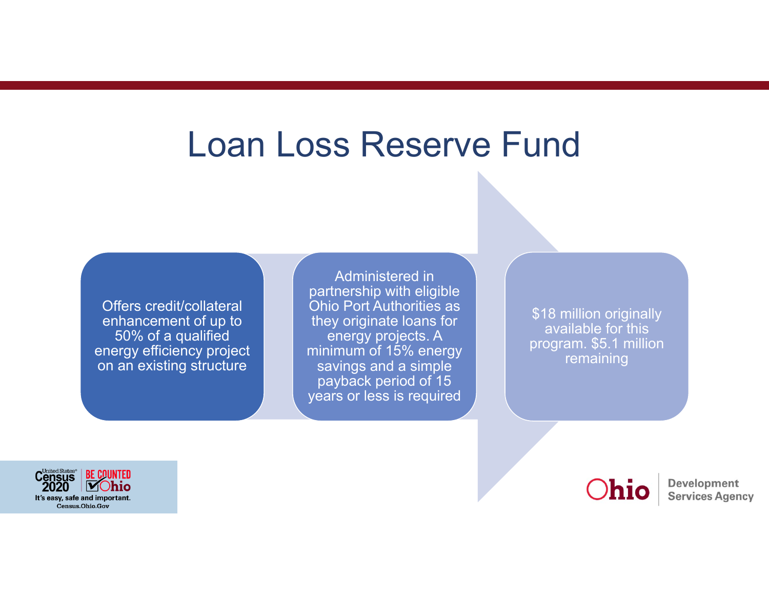# Loan Loss Reserve Fund

Offers credit/collateral enhancement of up to 50% of a qualified energy efficiency project on an existing structure

Administered in partnership with eligible Ohio Port Authorities as they originate loans for energy projects. A minimum of 15% energy savings and a simple payback period of 15 years or less is required

$18 million originally available for this program. $5.1 million remaining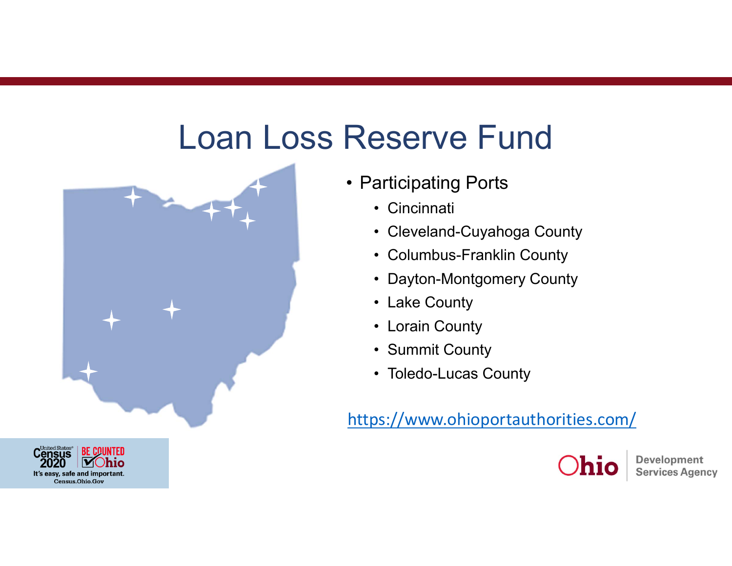# Loan Loss Reserve Fund

- Participating Ports
  - Cincinnati
  - Cleveland-Cuyahoga County
  - Columbus-Franklin County
  - Dayton-Montgomery County
  - Lake County
  - Lorain County
  - Summit County
  - Toledo-Lucas County

https://www.ohioportauthorities.com/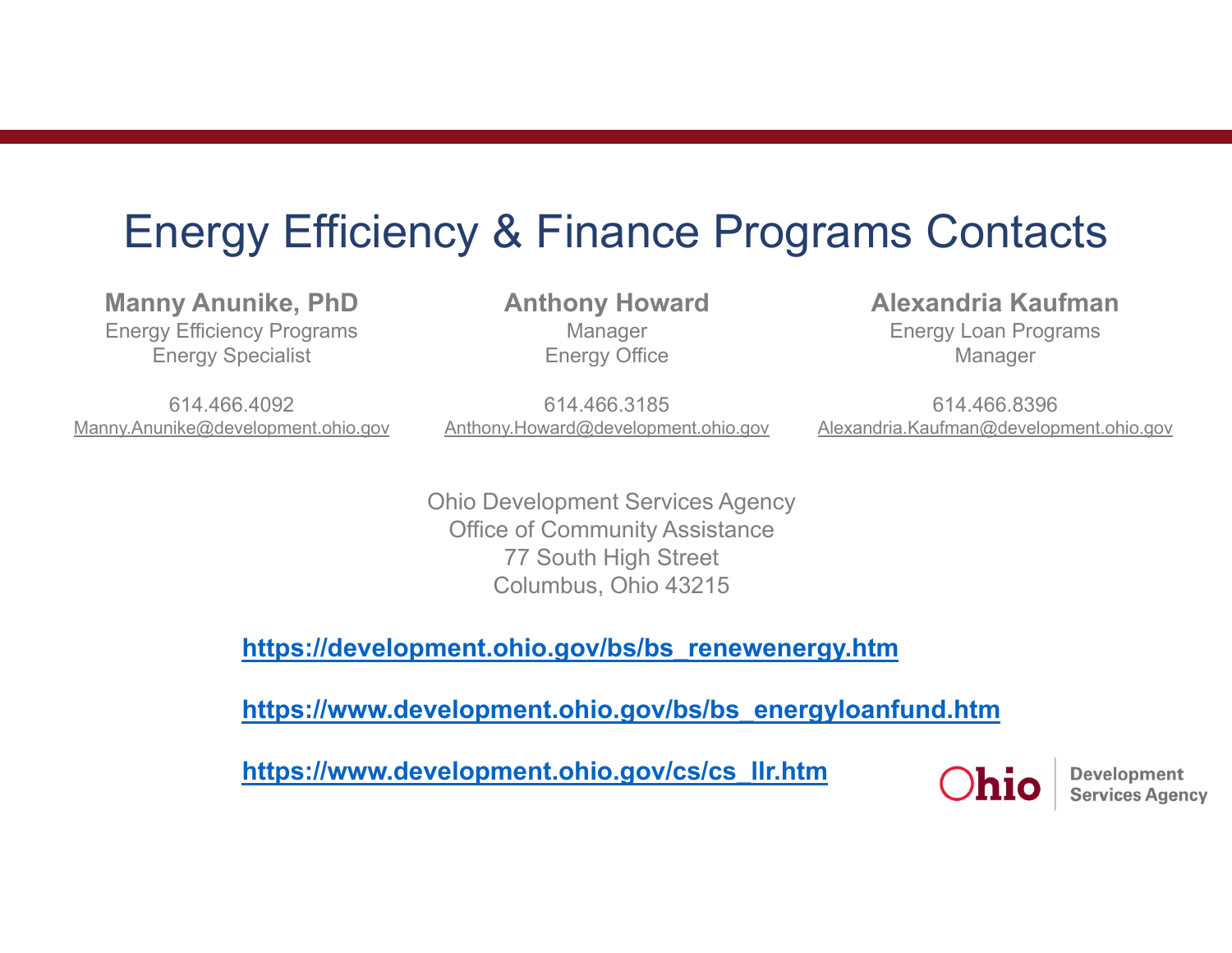# Energy Efficiency & Finance Programs Contacts

**Manny Anunike, PhD**
Energy Efficiency Programs
Energy Specialist

614.466.4092
Manny.Anunike@development.ohio.gov

**Anthony Howard**
Manager
Energy Office

614.466.3185
Anthony.Howard@development.ohio.gov

**Alexandria Kaufman**
Energy Loan Programs
Manager

614.466.8396
Alexandria.Kaufman@development.ohio.gov

Ohio Development Services Agency
Office of Community Assistance
77 South High Street
Columbus, Ohio 43215

**https://development.ohio.gov/bs/bs_renewenergy.htm**

**https://www.development.ohio.gov/bs/bs_energyloanfund.htm**

**https://www.development.ohio.gov/cs/cs_llr.htm**

Ohio | Development Services Agency